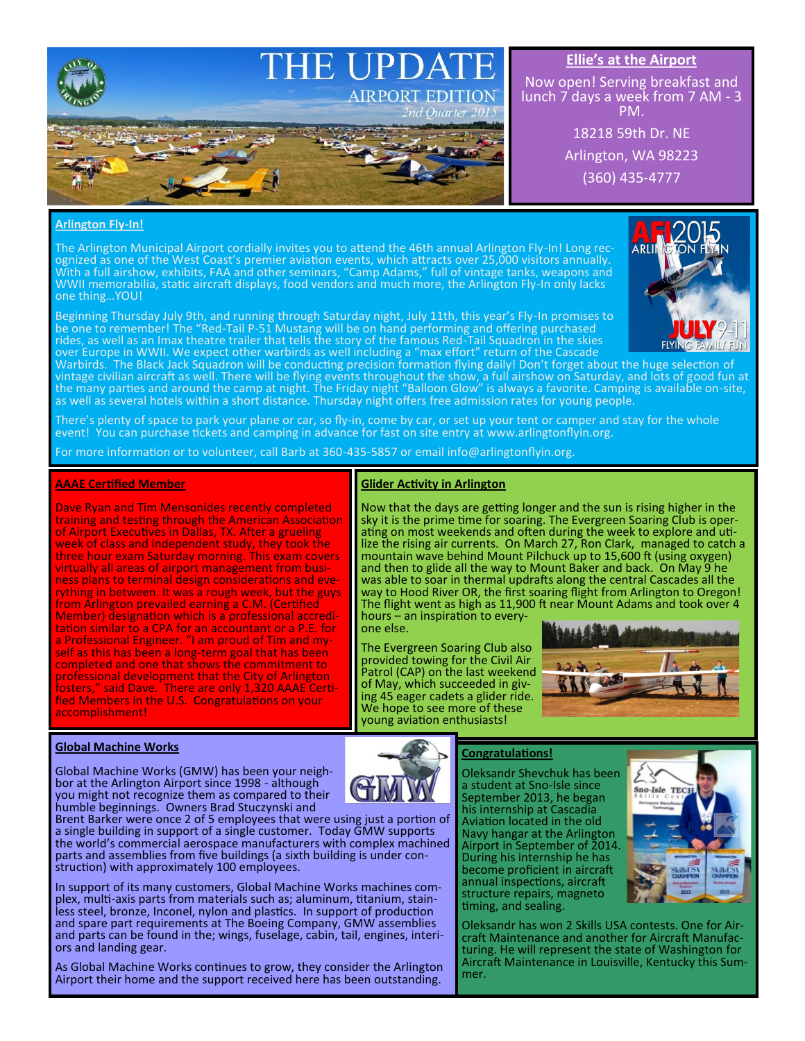# THE UPDATE

## AIRPORT EDITION

*2nd Quarter 2015*

### Ellie's at the Airport

Now open! Serving breakfast and lunch 7 days a week from 7 AM - 3 PM.

18218 59th Dr. NE

Arlington, WA 98223

(360) 435-4777

### Arlington Fly-In!

The Arlington Municipal Airport cordially invites you to attend the 46th annual Arlington Fly-In! Long recognized as one of the West Coast's premier aviation events, which attracts over 25,000 visitors annually. With a full airshow, exhibits, FAA and other seminars, "Camp Adams," full of vintage tanks, weapons and WWII memorabilia, static aircraft displays, food vendors and much more, the Arlington Fly-In only lacks one thing…YOU!

Beginning Thursday July 9th, and running through Saturday night, July 11th, this year's Fly-In promises to be one to remember! The "Red-Tail P-51 Mustang will be on hand performing and offering purchased rides, as well as an Imax theatre trailer that tells the story of the famous Red-Tail Squadron in the skies over Europe in WWII. We expect other warbirds as well including a "max effort" return of the Cascade Warbirds. The Black Jack Squadron will be conducting precision formation flying daily! Don't forget about the huge selection of vintage civilian aircraft as well. There will be flying events throughout the show, a full airshow on Saturday, and lots of good fun at the many parties and around the camp at night. The Friday night "Balloon Glow" is always a favorite. Camping is available on-site, as well as several hotels within a short distance. Thursday night offers free admission rates for young people.

There's plenty of space to park your plane or car, so fly-in, come by car, or set up your tent or camper and stay for the whole event! You can purchase tickets and camping in advance for fast on site entry at www.arlingtonflyin.org.

For more information or to volunteer, call Barb at 360-435-5857 or email info@arlingtonflyin.org.

### AAAE Certified Member

Dave Ryan and Tim Mensonides recently completed training and testing through the American Association of Airport Executives in Dallas, TX. After a grueling week of class and independent study, they took the three hour exam Saturday morning. This exam covers virtually all areas of airport management from business plans to terminal design considerations and everything in between. It was a rough week, but the guys from Arlington prevailed earning a C.M. (Certified Member) designation which is a professional accreditation similar to a CPA for an accountant or a P.E. for a Professional Engineer. "I am proud of Tim and myself as this has been a long-term goal that has been completed and one that shows the commitment to professional development that the City of Arlington fosters," said Dave. There are only 1,320 AAAE Certified Members in the U.S. Congratulations on your accomplishment!

### Glider Activity in Arlington

Now that the days are getting longer and the sun is rising higher in the sky it is the prime time for soaring. The Evergreen Soaring Club is operating on most weekends and often during the week to explore and utilize the rising air currents. On March 27, Ron Clark, managed to catch a mountain wave behind Mount Pilchuck up to 15,600 ft (using oxygen) and then to glide all the way to Mount Baker and back. On May 9 he was able to soar in thermal updrafts along the central Cascades all the way to Hood River OR, the first soaring flight from Arlington to Oregon! The flight went as high as 11,900 ft near Mount Adams and took over 4 hours – an inspiration to everyone else.

The Evergreen Soaring Club also provided towing for the Civil Air Patrol (CAP) on the last weekend of May, which succeeded in giving 45 eager cadets a glider ride. We hope to see more of these young aviation enthusiasts!

### Global Machine Works

Global Machine Works (GMW) has been your neighbor at the Arlington Airport since 1998 - although you might not recognize them as compared to their humble beginnings. Owners Brad Stuczynski and Brent Barker were once 2 of 5 employees that were using just a portion of a single building in support of a single customer. Today GMW supports the world's commercial aerospace manufacturers with complex machined parts and assemblies from five buildings (a sixth building is under construction) with approximately 100 employees.

In support of its many customers, Global Machine Works machines complex, multi-axis parts from materials such as; aluminum, titanium, stainless steel, bronze, Inconel, nylon and plastics. In support of production and spare part requirements at The Boeing Company, GMW assemblies and parts can be found in the; wings, fuselage, cabin, tail, engines, interiors and landing gear.

As Global Machine Works continues to grow, they consider the Arlington Airport their home and the support received here has been outstanding.

### Congratulations!

Oleksandr Shevchuk has been a student at Sno-Isle since September 2013, he began his internship at Cascadia Aviation located in the old Navy hangar at the Arlington Airport in September of 2014. During his internship he has become proficient in aircraft annual inspections, aircraft structure repairs, magneto timing, and sealing.

Oleksandr has won 2 Skills USA contests. One for Aircraft Maintenance and another for Aircraft Manufacturing. He will represent the state of Washington for Aircraft Maintenance in Louisville, Kentucky this Summer.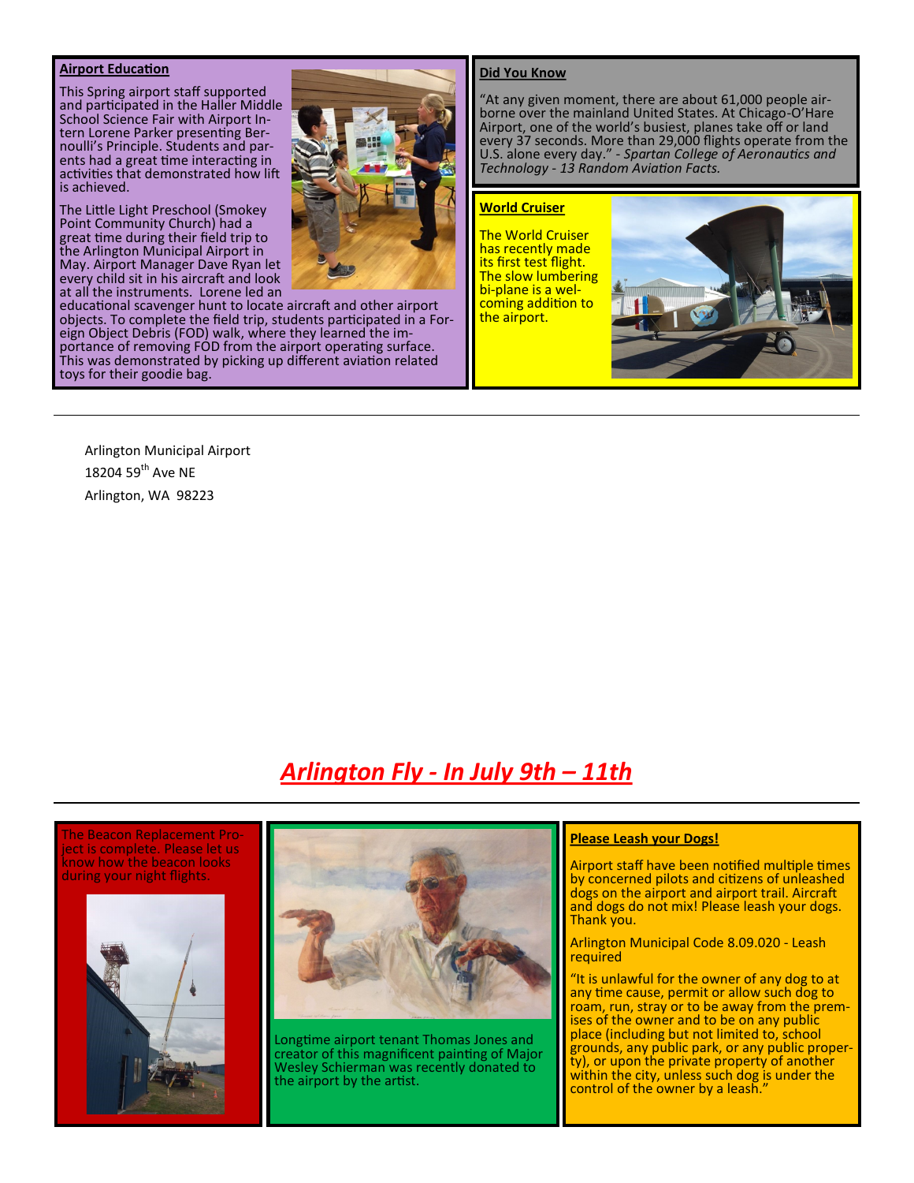## Airport Education

This Spring airport staff supported and participated in the Haller Middle School Science Fair with Airport Intern Lorene Parker presenting Bernoulli's Principle. Students and parents had a great time interacting in activities that demonstrated how lift is achieved.

The Little Light Preschool (Smokey Point Community Church) had a great time during their field trip to the Arlington Municipal Airport in May. Airport Manager Dave Ryan let every child sit in his aircraft and look at all the instruments. Lorene led an educational scavenger hunt to locate aircraft and other airport objects. To complete the field trip, students participated in a Foreign Object Debris (FOD) walk, where they learned the importance of removing FOD from the airport operating surface. This was demonstrated by picking up different aviation related toys for their goodie bag.

## Did You Know

"At any given moment, there are about 61,000 people airborne over the mainland United States. At Chicago-O'Hare Airport, one of the world's busiest, planes take off or land every 37 seconds. More than 29,000 flights operate from the U.S. alone every day." - *Spartan College of Aeronautics and Technology - 13 Random Aviation Facts.*

## World Cruiser

The World Cruiser has recently made its first test flight. The slow lumbering bi-plane is a welcoming addition to the airport.

---

Arlington Municipal Airport
18204 59th Ave NE
Arlington, WA 98223

# *Arlington Fly - In July 9th – 11th*

---

The Beacon Replacement Project is complete. Please let us know how the beacon looks during your night flights.

Longtime airport tenant Thomas Jones and creator of this magnificent painting of Major Wesley Schierman was recently donated to the airport by the artist.

## Please Leash your Dogs!

Airport staff have been notified multiple times by concerned pilots and citizens of unleashed dogs on the airport and airport trail. Aircraft and dogs do not mix! Please leash your dogs. Thank you.

Arlington Municipal Code 8.09.020 - Leash required

"It is unlawful for the owner of any dog to at any time cause, permit or allow such dog to roam, run, stray or to be away from the premises of the owner and to be on any public place (including but not limited to, school grounds, any public park, or any public property), or upon the private property of another within the city, unless such dog is under the control of the owner by a leash."